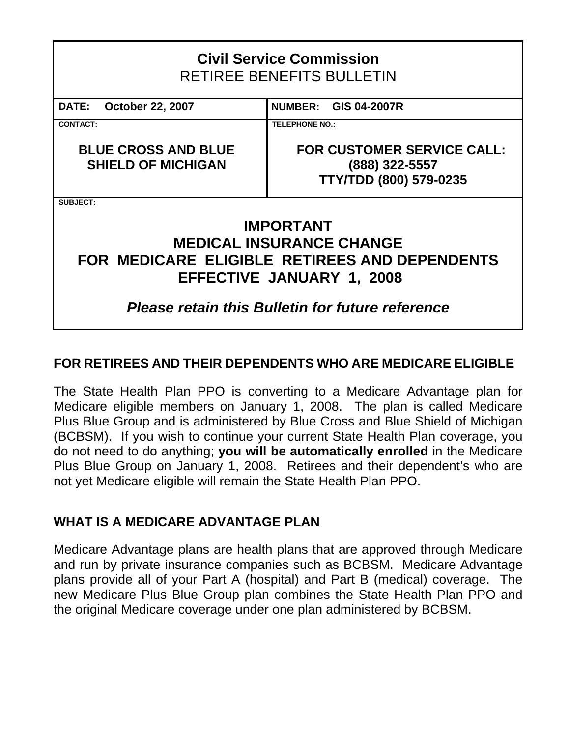# Civil Service Commission
## RETIREE BENEFITS BULLETIN

| **DATE:** October 22, 2007 | **NUMBER:** GIS 04-2007R |
| --- | --- |
| **CONTACT:** BLUE CROSS AND BLUE SHIELD OF MICHIGAN | **TELEPHONE NO.:** FOR CUSTOMER SERVICE CALL: (888) 322-5557 TTY/TDD (800) 579-0235 |

**SUBJECT:**

## IMPORTANT
## MEDICAL INSURANCE CHANGE
## FOR MEDICARE ELIGIBLE RETIREES AND DEPENDENTS
## EFFECTIVE JANUARY 1, 2008

***Please retain this Bulletin for future reference***

### FOR RETIREES AND THEIR DEPENDENTS WHO ARE MEDICARE ELIGIBLE

The State Health Plan PPO is converting to a Medicare Advantage plan for Medicare eligible members on January 1, 2008. The plan is called Medicare Plus Blue Group and is administered by Blue Cross and Blue Shield of Michigan (BCBSM). If you wish to continue your current State Health Plan coverage, you do not need to do anything; **you will be automatically enrolled** in the Medicare Plus Blue Group on January 1, 2008. Retirees and their dependent's who are not yet Medicare eligible will remain the State Health Plan PPO.

### WHAT IS A MEDICARE ADVANTAGE PLAN

Medicare Advantage plans are health plans that are approved through Medicare and run by private insurance companies such as BCBSM. Medicare Advantage plans provide all of your Part A (hospital) and Part B (medical) coverage. The new Medicare Plus Blue Group plan combines the State Health Plan PPO and the original Medicare coverage under one plan administered by BCBSM.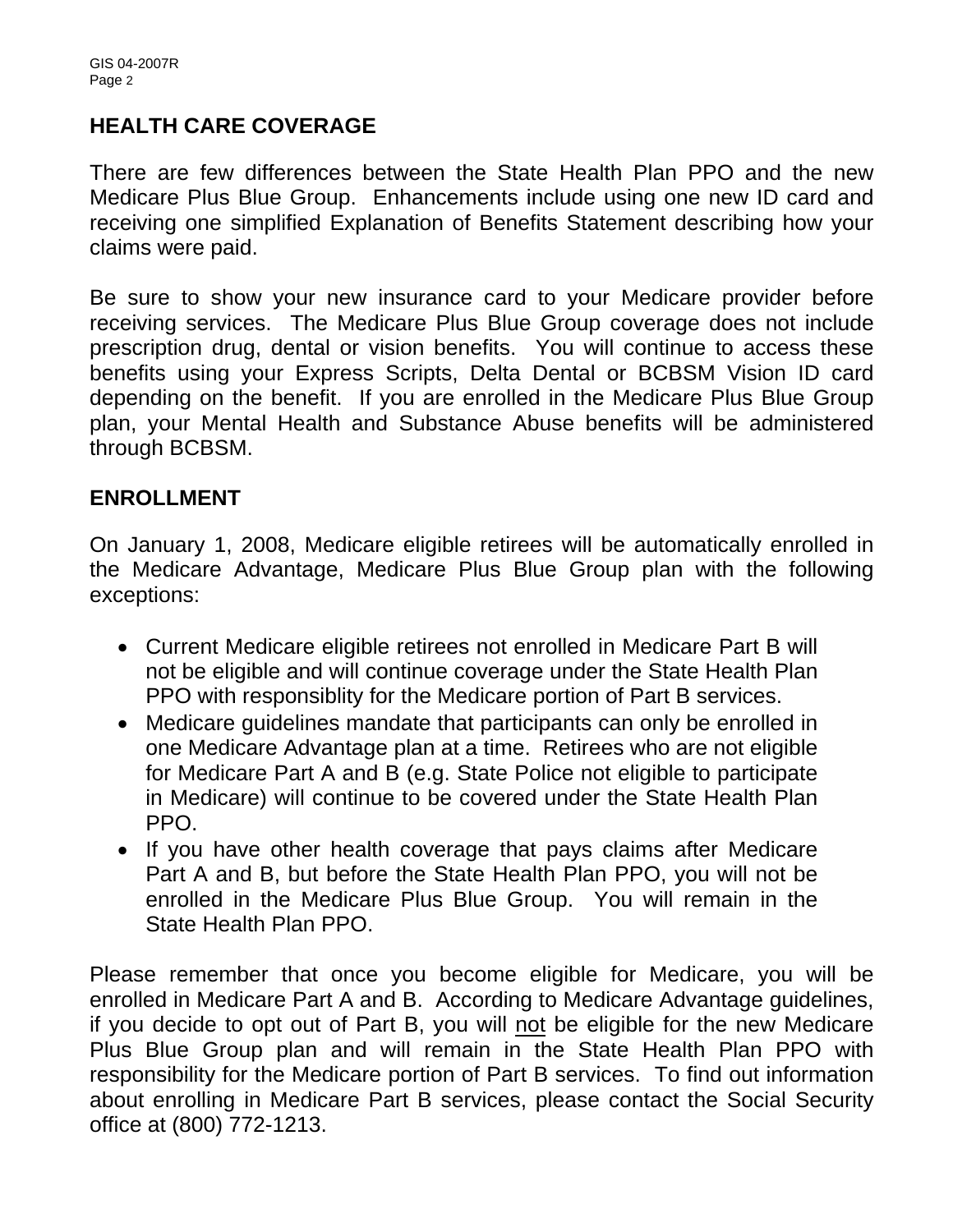## HEALTH CARE COVERAGE

There are few differences between the State Health Plan PPO and the new Medicare Plus Blue Group. Enhancements include using one new ID card and receiving one simplified Explanation of Benefits Statement describing how your claims were paid.

Be sure to show your new insurance card to your Medicare provider before receiving services. The Medicare Plus Blue Group coverage does not include prescription drug, dental or vision benefits. You will continue to access these benefits using your Express Scripts, Delta Dental or BCBSM Vision ID card depending on the benefit. If you are enrolled in the Medicare Plus Blue Group plan, your Mental Health and Substance Abuse benefits will be administered through BCBSM.

## ENROLLMENT

On January 1, 2008, Medicare eligible retirees will be automatically enrolled in the Medicare Advantage, Medicare Plus Blue Group plan with the following exceptions:

- Current Medicare eligible retirees not enrolled in Medicare Part B will not be eligible and will continue coverage under the State Health Plan PPO with responsiblity for the Medicare portion of Part B services.
- Medicare guidelines mandate that participants can only be enrolled in one Medicare Advantage plan at a time. Retirees who are not eligible for Medicare Part A and B (e.g. State Police not eligible to participate in Medicare) will continue to be covered under the State Health Plan PPO.
- If you have other health coverage that pays claims after Medicare Part A and B, but before the State Health Plan PPO, you will not be enrolled in the Medicare Plus Blue Group. You will remain in the State Health Plan PPO.

Please remember that once you become eligible for Medicare, you will be enrolled in Medicare Part A and B. According to Medicare Advantage guidelines, if you decide to opt out of Part B, you will <u>not</u> be eligible for the new Medicare Plus Blue Group plan and will remain in the State Health Plan PPO with responsibility for the Medicare portion of Part B services. To find out information about enrolling in Medicare Part B services, please contact the Social Security office at (800) 772-1213.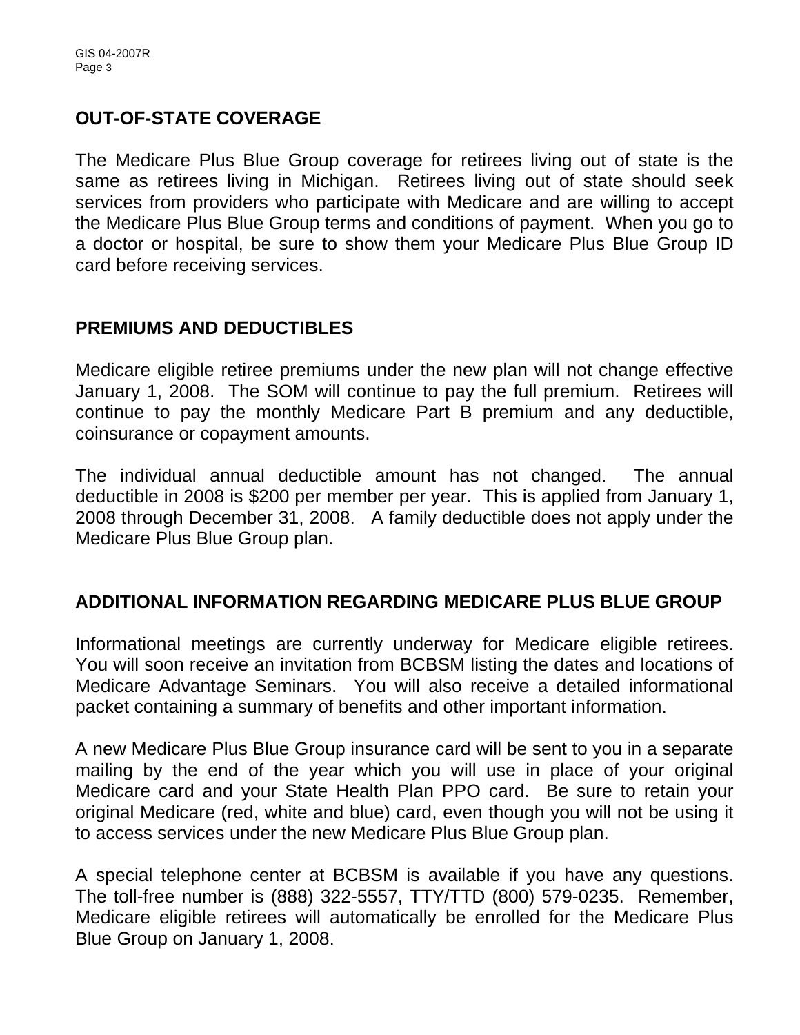## OUT-OF-STATE COVERAGE

The Medicare Plus Blue Group coverage for retirees living out of state is the same as retirees living in Michigan. Retirees living out of state should seek services from providers who participate with Medicare and are willing to accept the Medicare Plus Blue Group terms and conditions of payment. When you go to a doctor or hospital, be sure to show them your Medicare Plus Blue Group ID card before receiving services.

## PREMIUMS AND DEDUCTIBLES

Medicare eligible retiree premiums under the new plan will not change effective January 1, 2008. The SOM will continue to pay the full premium. Retirees will continue to pay the monthly Medicare Part B premium and any deductible, coinsurance or copayment amounts.

The individual annual deductible amount has not changed. The annual deductible in 2008 is $200 per member per year. This is applied from January 1, 2008 through December 31, 2008. A family deductible does not apply under the Medicare Plus Blue Group plan.

## ADDITIONAL INFORMATION REGARDING MEDICARE PLUS BLUE GROUP

Informational meetings are currently underway for Medicare eligible retirees. You will soon receive an invitation from BCBSM listing the dates and locations of Medicare Advantage Seminars. You will also receive a detailed informational packet containing a summary of benefits and other important information.

A new Medicare Plus Blue Group insurance card will be sent to you in a separate mailing by the end of the year which you will use in place of your original Medicare card and your State Health Plan PPO card. Be sure to retain your original Medicare (red, white and blue) card, even though you will not be using it to access services under the new Medicare Plus Blue Group plan.

A special telephone center at BCBSM is available if you have any questions. The toll-free number is (888) 322-5557, TTY/TTD (800) 579-0235. Remember, Medicare eligible retirees will automatically be enrolled for the Medicare Plus Blue Group on January 1, 2008.